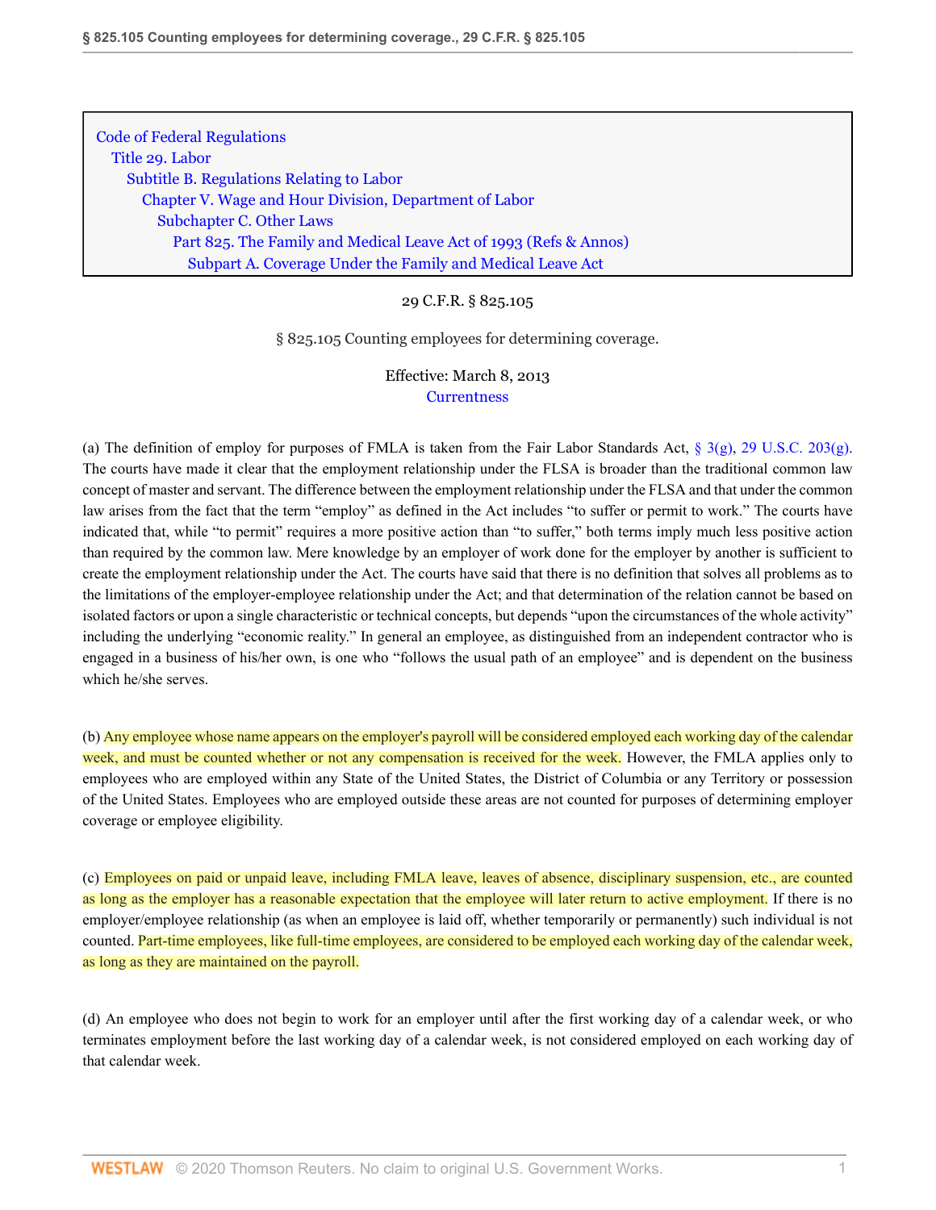Code of Federal Regulations
Title 29. Labor
Subtitle B. Regulations Relating to Labor
Chapter V. Wage and Hour Division, Department of Labor
Subchapter C. Other Laws
Part 825. The Family and Medical Leave Act of 1993 (Refs & Annos)
Subpart A. Coverage Under the Family and Medical Leave Act

29 C.F.R. § 825.105

# § 825.105 Counting employees for determining coverage.

Effective: March 8, 2013

Currentness

(a) The definition of employ for purposes of FMLA is taken from the Fair Labor Standards Act, § 3(g), 29 U.S.C. 203(g). The courts have made it clear that the employment relationship under the FLSA is broader than the traditional common law concept of master and servant. The difference between the employment relationship under the FLSA and that under the common law arises from the fact that the term "employ" as defined in the Act includes "to suffer or permit to work." The courts have indicated that, while "to permit" requires a more positive action than "to suffer," both terms imply much less positive action than required by the common law. Mere knowledge by an employer of work done for the employer by another is sufficient to create the employment relationship under the Act. The courts have said that there is no definition that solves all problems as to the limitations of the employer-employee relationship under the Act; and that determination of the relation cannot be based on isolated factors or upon a single characteristic or technical concepts, but depends "upon the circumstances of the whole activity" including the underlying "economic reality." In general an employee, as distinguished from an independent contractor who is engaged in a business of his/her own, is one who "follows the usual path of an employee" and is dependent on the business which he/she serves.

(b) Any employee whose name appears on the employer's payroll will be considered employed each working day of the calendar week, and must be counted whether or not any compensation is received for the week. However, the FMLA applies only to employees who are employed within any State of the United States, the District of Columbia or any Territory or possession of the United States. Employees who are employed outside these areas are not counted for purposes of determining employer coverage or employee eligibility.

(c) Employees on paid or unpaid leave, including FMLA leave, leaves of absence, disciplinary suspension, etc., are counted as long as the employer has a reasonable expectation that the employee will later return to active employment. If there is no employer/employee relationship (as when an employee is laid off, whether temporarily or permanently) such individual is not counted. Part-time employees, like full-time employees, are considered to be employed each working day of the calendar week, as long as they are maintained on the payroll.

(d) An employee who does not begin to work for an employer until after the first working day of a calendar week, or who terminates employment before the last working day of a calendar week, is not considered employed on each working day of that calendar week.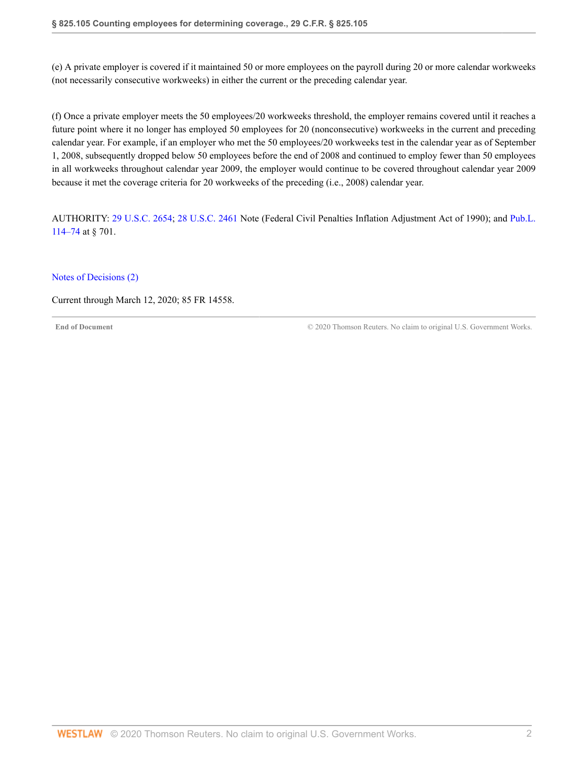(e) A private employer is covered if it maintained 50 or more employees on the payroll during 20 or more calendar workweeks (not necessarily consecutive workweeks) in either the current or the preceding calendar year.

(f) Once a private employer meets the 50 employees/20 workweeks threshold, the employer remains covered until it reaches a future point where it no longer has employed 50 employees for 20 (nonconsecutive) workweeks in the current and preceding calendar year. For example, if an employer who met the 50 employees/20 workweeks test in the calendar year as of September 1, 2008, subsequently dropped below 50 employees before the end of 2008 and continued to employ fewer than 50 employees in all workweeks throughout calendar year 2009, the employer would continue to be covered throughout calendar year 2009 because it met the coverage criteria for 20 workweeks of the preceding (i.e., 2008) calendar year.

AUTHORITY: 29 U.S.C. 2654; 28 U.S.C. 2461 Note (Federal Civil Penalties Inflation Adjustment Act of 1990); and Pub.L. 114–74 at § 701.

Notes of Decisions (2)

Current through March 12, 2020; 85 FR 14558.

End of Document © 2020 Thomson Reuters. No claim to original U.S. Government Works.